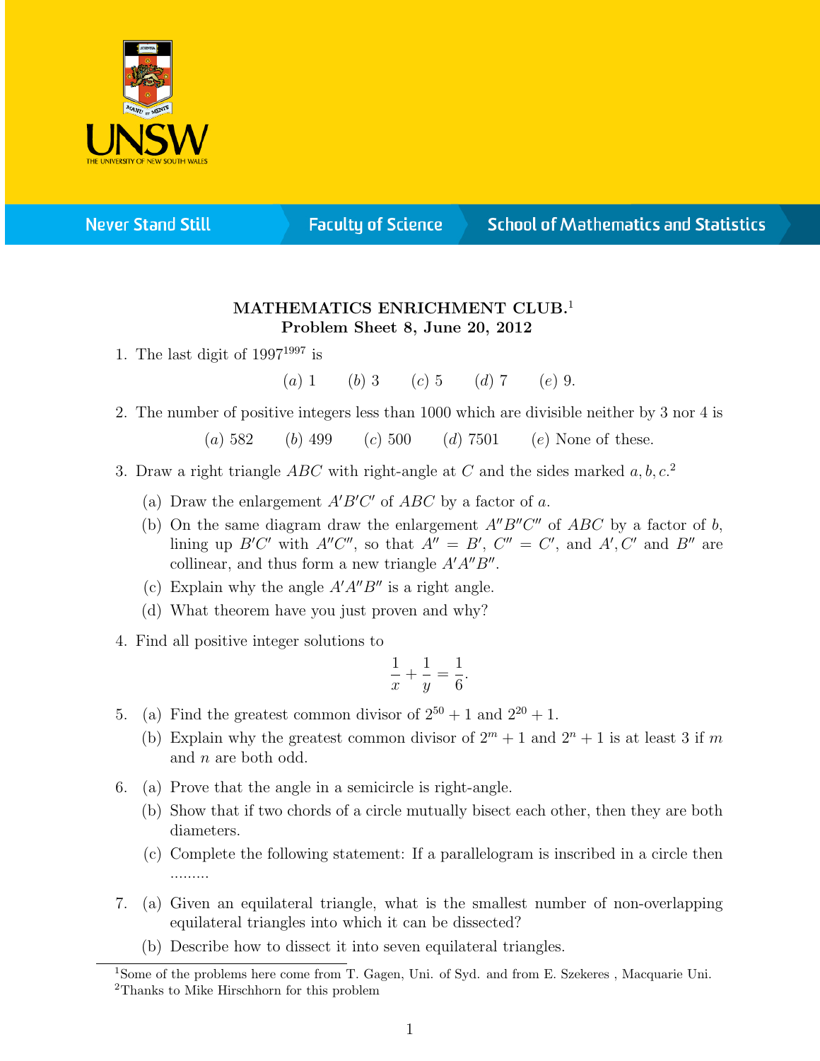## MATHEMATICS ENRICHMENT CLUB.[1]
### Problem Sheet 8, June 20, 2012

1. The last digit of $1997^{1997}$ is

   $(a)$ 1 $\quad (b)$ 3 $\quad (c)$ 5 $\quad (d)$ 7 $\quad (e)$ 9.

2. The number of positive integers less than 1000 which are divisible neither by 3 nor 4 is

   $(a)$ 582 $\quad (b)$ 499 $\quad (c)$ 500 $\quad (d)$ 7501 $\quad (e)$ None of these.

3. Draw a right triangle $ABC$ with right-angle at $C$ and the sides marked $a, b, c$.[2]

   (a) Draw the enlargement $A'B'C'$ of $ABC$ by a factor of $a$.

   (b) On the same diagram draw the enlargement $A''B''C''$ of $ABC$ by a factor of $b$, lining up $B'C'$ with $A''C''$, so that $A'' = B'$, $C'' = C'$, and $A', C'$ and $B''$ are collinear, and thus form a new triangle $A'A''B''$.

   (c) Explain why the angle $A'A''B''$ is a right angle.

   (d) What theorem have you just proven and why?

4. Find all positive integer solutions to

$$\frac{1}{x} + \frac{1}{y} = \frac{1}{6}.$$

5. (a) Find the greatest common divisor of $2^{50} + 1$ and $2^{20} + 1$.

   (b) Explain why the greatest common divisor of $2^m + 1$ and $2^n + 1$ is at least 3 if $m$ and $n$ are both odd.

6. (a) Prove that the angle in a semicircle is right-angle.

   (b) Show that if two chords of a circle mutually bisect each other, then they are both diameters.

   (c) Complete the following statement: If a parallelogram is inscribed in a circle then .........

7. (a) Given an equilateral triangle, what is the smallest number of non-overlapping equilateral triangles into which it can be dissected?

   (b) Describe how to dissect it into seven equilateral triangles.

---

[1] Some of the problems here come from T. Gagen, Uni. of Syd. and from E. Szekeres , Macquarie Uni.

[2] Thanks to Mike Hirschhorn for this problem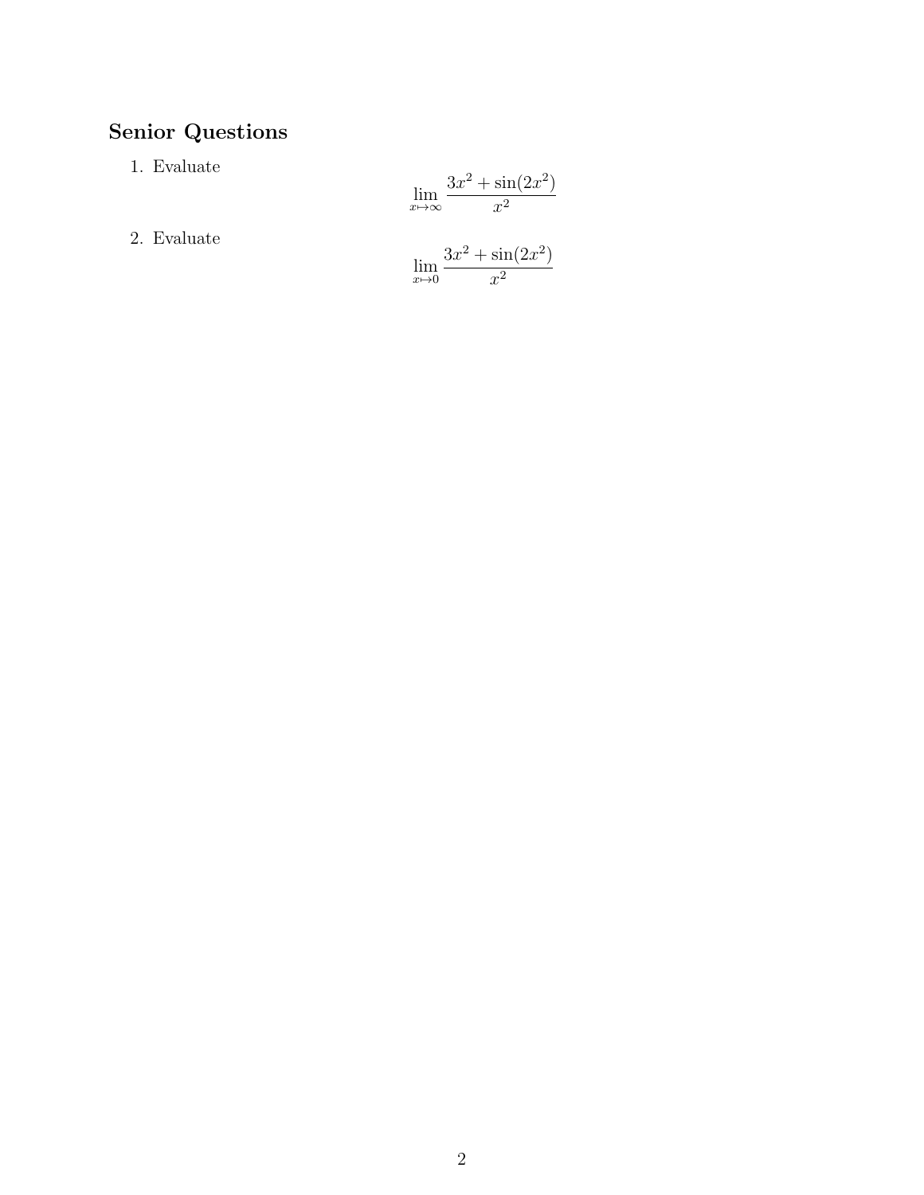## Senior Questions

1. Evaluate

$$\lim_{x \mapsto \infty} \frac{3x^2 + \sin(2x^2)}{x^2}$$

2. Evaluate

$$\lim_{x \mapsto 0} \frac{3x^2 + \sin(2x^2)}{x^2}$$